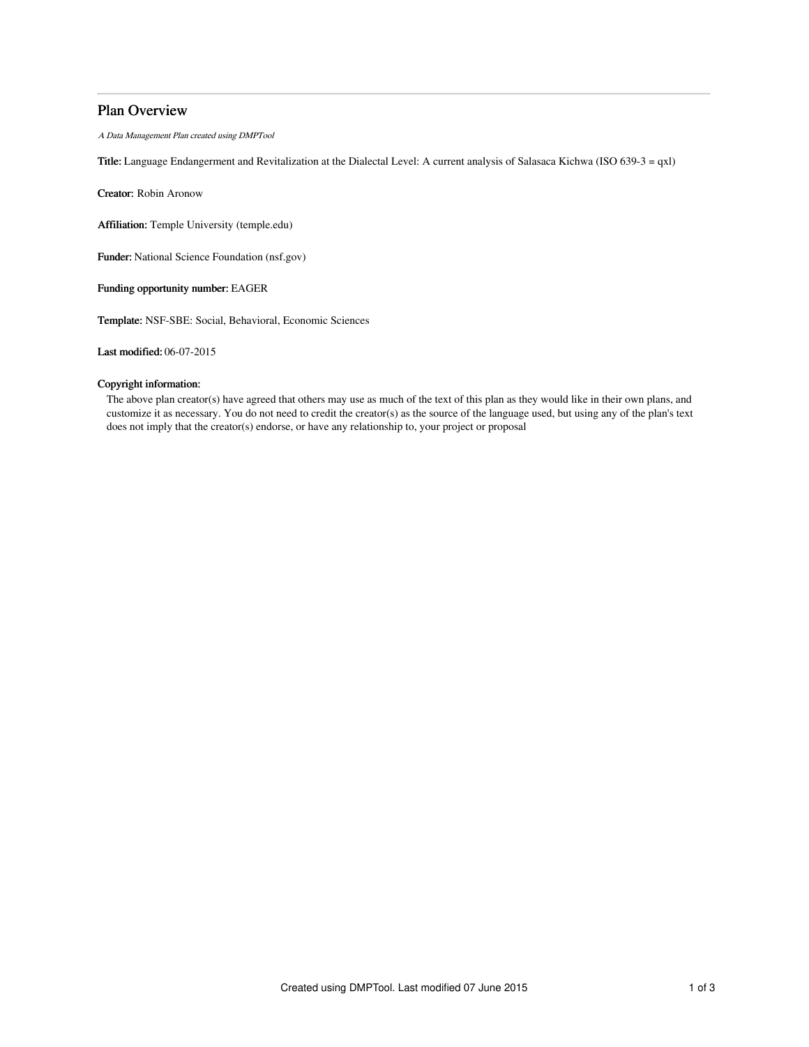# Plan Overview

*A Data Management Plan created using DMPTool*

**Title:** Language Endangerment and Revitalization at the Dialectal Level: A current analysis of Salasaca Kichwa (ISO 639-3 = qxl)

**Creator:** Robin Aronow

**Affiliation:** Temple University (temple.edu)

**Funder:** National Science Foundation (nsf.gov)

**Funding opportunity number:** EAGER

**Template:** NSF-SBE: Social, Behavioral, Economic Sciences

**Last modified:** 06-07-2015

**Copyright information:**

The above plan creator(s) have agreed that others may use as much of the text of this plan as they would like in their own plans, and customize it as necessary. You do not need to credit the creator(s) as the source of the language used, but using any of the plan's text does not imply that the creator(s) endorse, or have any relationship to, your project or proposal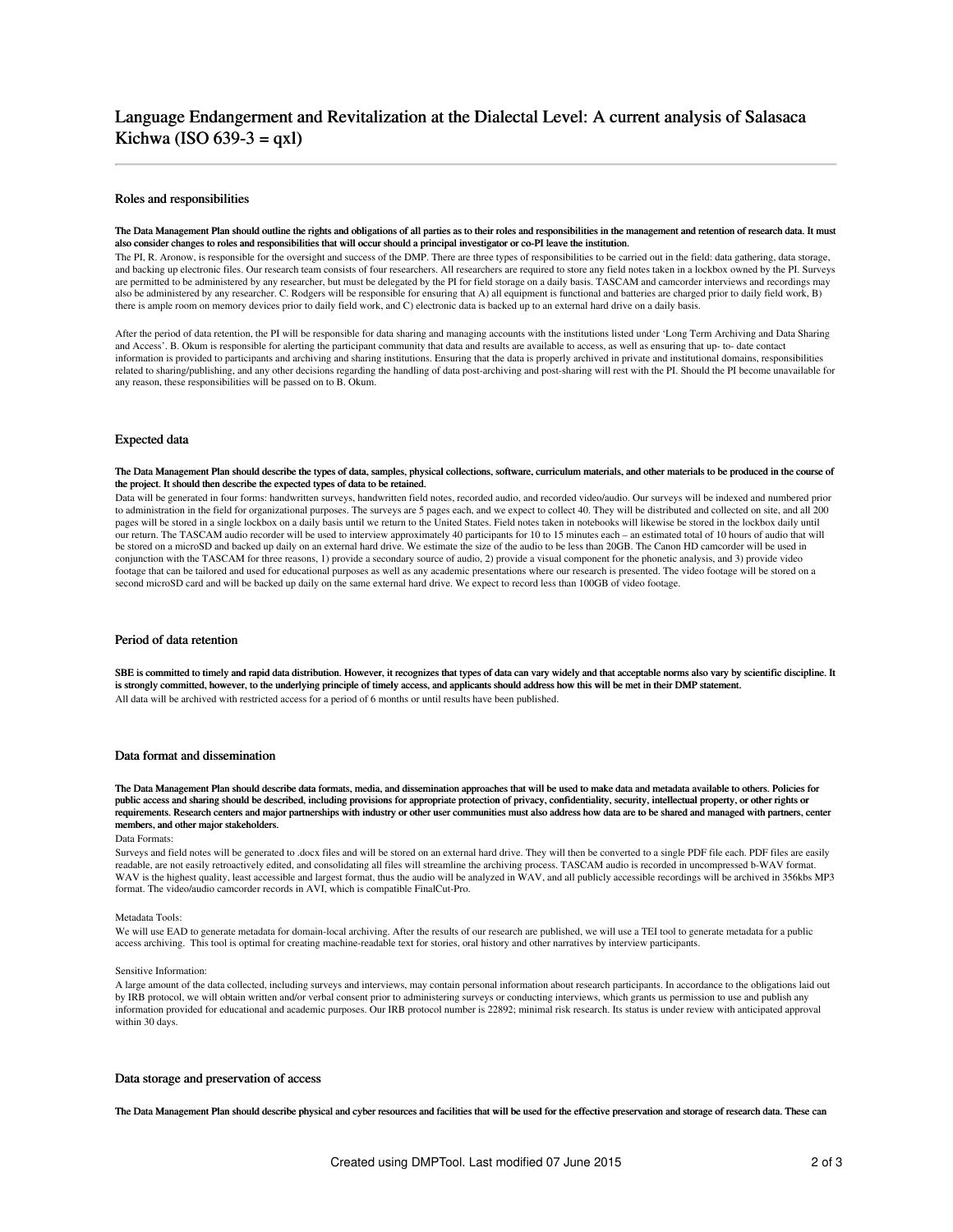# Language Endangerment and Revitalization at the Dialectal Level: A current analysis of Salasaca Kichwa (ISO 639-3 = qxl)

## Roles and responsibilities

**The Data Management Plan should outline the rights and obligations of all parties as to their roles and responsibilities in the management and retention of research data. It must also consider changes to roles and responsibilities that will occur should a principal investigator or co-PI leave the institution.**

The PI, R. Aronow, is responsible for the oversight and success of the DMP. There are three types of responsibilities to be carried out in the field: data gathering, data storage, and backing up electronic files. Our research team consists of four researchers. All researchers are required to store any field notes taken in a lockbox owned by the PI. Surveys are permitted to be administered by any researcher, but must be delegated by the PI for field storage on a daily basis. TASCAM and camcorder interviews and recordings may also be administered by any researcher. C. Rodgers will be responsible for ensuring that A) all equipment is functional and batteries are charged prior to daily field work, B) there is ample room on memory devices prior to daily field work, and C) electronic data is backed up to an external hard drive on a daily basis.

After the period of data retention, the PI will be responsible for data sharing and managing accounts with the institutions listed under 'Long Term Archiving and Data Sharing and Access'. B. Okum is responsible for alerting the participant community that data and results are available to access, as well as ensuring that up- to- date contact information is provided to participants and archiving and sharing institutions. Ensuring that the data is properly archived in private and institutional domains, responsibilities related to sharing/publishing, and any other decisions regarding the handling of data post-archiving and post-sharing will rest with the PI. Should the PI become unavailable for any reason, these responsibilities will be passed on to B. Okum.

## Expected data

**The Data Management Plan should describe the types of data, samples, physical collections, software, curriculum materials, and other materials to be produced in the course of the project. It should then describe the expected types of data to be retained.**

Data will be generated in four forms: handwritten surveys, handwritten field notes, recorded audio, and recorded video/audio. Our surveys will be indexed and numbered prior to administration in the field for organizational purposes. The surveys are 5 pages each, and we expect to collect 40. They will be distributed and collected on site, and all 200 pages will be stored in a single lockbox on a daily basis until we return to the United States. Field notes taken in notebooks will likewise be stored in the lockbox daily until our return. The TASCAM audio recorder will be used to interview approximately 40 participants for 10 to 15 minutes each – an estimated total of 10 hours of audio that will be stored on a microSD and backed up daily on an external hard drive. We estimate the size of the audio to be less than 20GB. The Canon HD camcorder will be used in conjunction with the TASCAM for three reasons, 1) provide a secondary source of audio, 2) provide a visual component for the phonetic analysis, and 3) provide video footage that can be tailored and used for educational purposes as well as any academic presentations where our research is presented. The video footage will be stored on a second microSD card and will be backed up daily on the same external hard drive. We expect to record less than 100GB of video footage.

## Period of data retention

**SBE is committed to timely and rapid data distribution. However, it recognizes that types of data can vary widely and that acceptable norms also vary by scientific discipline. It is strongly committed, however, to the underlying principle of timely access, and applicants should address how this will be met in their DMP statement.**

All data will be archived with restricted access for a period of 6 months or until results have been published.

## Data format and dissemination

**The Data Management Plan should describe data formats, media, and dissemination approaches that will be used to make data and metadata available to others. Policies for public access and sharing should be described, including provisions for appropriate protection of privacy, confidentiality, security, intellectual property, or other rights or requirements. Research centers and major partnerships with industry or other user communities must also address how data are to be shared and managed with partners, center members, and other major stakeholders.**

Data Formats:

Surveys and field notes will be generated to .docx files and will be stored on an external hard drive. They will then be converted to a single PDF file each. PDF files are easily readable, are not easily retroactively edited, and consolidating all files will streamline the archiving process. TASCAM audio is recorded in uncompressed b-WAV format. WAV is the highest quality, least accessible and largest format, thus the audio will be analyzed in WAV, and all publicly accessible recordings will be archived in 356kbs MP3 format. The video/audio camcorder records in AVI, which is compatible FinalCut-Pro.

Metadata Tools:

We will use EAD to generate metadata for domain-local archiving. After the results of our research are published, we will use a TEI tool to generate metadata for a public access archiving. This tool is optimal for creating machine-readable text for stories, oral history and other narratives by interview participants.

Sensitive Information:

A large amount of the data collected, including surveys and interviews, may contain personal information about research participants. In accordance to the obligations laid out by IRB protocol, we will obtain written and/or verbal consent prior to administering surveys or conducting interviews, which grants us permission to use and publish any information provided for educational and academic purposes. Our IRB protocol number is 22892; minimal risk research. Its status is under review with anticipated approval within 30 days.

## Data storage and preservation of access

**The Data Management Plan should describe physical and cyber resources and facilities that will be used for the effective preservation and storage of research data. These can**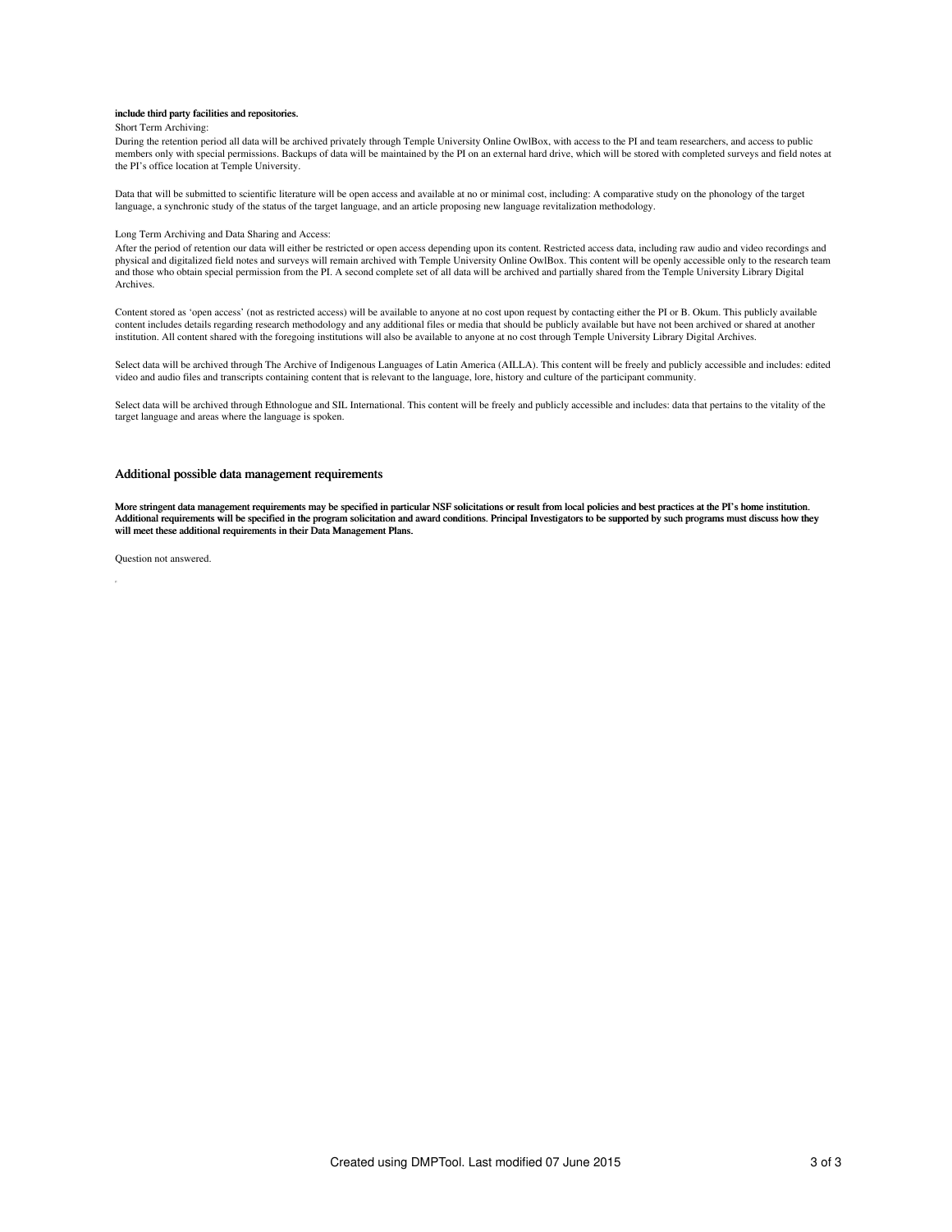**include third party facilities and repositories.**

Short Term Archiving:

During the retention period all data will be archived privately through Temple University Online OwlBox, with access to the PI and team researchers, and access to public members only with special permissions. Backups of data will be maintained by the PI on an external hard drive, which will be stored with completed surveys and field notes at the PI's office location at Temple University.

Data that will be submitted to scientific literature will be open access and available at no or minimal cost, including: A comparative study on the phonology of the target language, a synchronic study of the status of the target language, and an article proposing new language revitalization methodology.

Long Term Archiving and Data Sharing and Access:

After the period of retention our data will either be restricted or open access depending upon its content. Restricted access data, including raw audio and video recordings and physical and digitalized field notes and surveys will remain archived with Temple University Online OwlBox. This content will be openly accessible only to the research team and those who obtain special permission from the PI. A second complete set of all data will be archived and partially shared from the Temple University Library Digital Archives.

Content stored as 'open access' (not as restricted access) will be available to anyone at no cost upon request by contacting either the PI or B. Okum. This publicly available content includes details regarding research methodology and any additional files or media that should be publicly available but have not been archived or shared at another institution. All content shared with the foregoing institutions will also be available to anyone at no cost through Temple University Library Digital Archives.

Select data will be archived through The Archive of Indigenous Languages of Latin America (AILLA). This content will be freely and publicly accessible and includes: edited video and audio files and transcripts containing content that is relevant to the language, lore, history and culture of the participant community.

Select data will be archived through Ethnologue and SIL International. This content will be freely and publicly accessible and includes: data that pertains to the vitality of the target language and areas where the language is spoken.

## Additional possible data management requirements

**More stringent data management requirements may be specified in particular NSF solicitations or result from local policies and best practices at the PI's home institution. Additional requirements will be specified in the program solicitation and award conditions. Principal Investigators to be supported by such programs must discuss how they will meet these additional requirements in their Data Management Plans.**

Question not answered.

Created using DMPTool. Last modified 07 June 2015